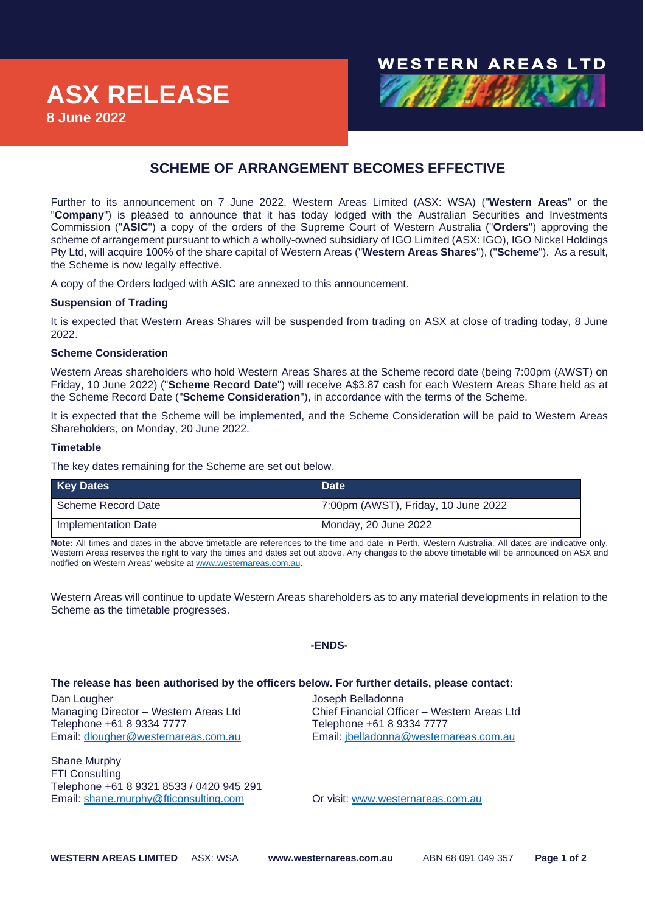# ASX RELEASE

**8 June 2022**

**WESTERN AREAS LTD**

## SCHEME OF ARRANGEMENT BECOMES EFFECTIVE

Further to its announcement on 7 June 2022, Western Areas Limited (ASX: WSA) ("**Western Areas**" or the "**Company**") is pleased to announce that it has today lodged with the Australian Securities and Investments Commission ("**ASIC**") a copy of the orders of the Supreme Court of Western Australia ("**Orders**") approving the scheme of arrangement pursuant to which a wholly-owned subsidiary of IGO Limited (ASX: IGO), IGO Nickel Holdings Pty Ltd, will acquire 100% of the share capital of Western Areas ("**Western Areas Shares**"), ("**Scheme**"). As a result, the Scheme is now legally effective.

A copy of the Orders lodged with ASIC are annexed to this announcement.

**Suspension of Trading**

It is expected that Western Areas Shares will be suspended from trading on ASX at close of trading today, 8 June 2022.

**Scheme Consideration**

Western Areas shareholders who hold Western Areas Shares at the Scheme record date (being 7:00pm (AWST) on Friday, 10 June 2022) ("**Scheme Record Date**") will receive A$3.87 cash for each Western Areas Share held as at the Scheme Record Date ("**Scheme Consideration**"), in accordance with the terms of the Scheme.

It is expected that the Scheme will be implemented, and the Scheme Consideration will be paid to Western Areas Shareholders, on Monday, 20 June 2022.

**Timetable**

The key dates remaining for the Scheme are set out below.

| Key Dates | Date |
|---|---|
| Scheme Record Date | 7:00pm (AWST), Friday, 10 June 2022 |
| Implementation Date | Monday, 20 June 2022 |

**Note:** All times and dates in the above timetable are references to the time and date in Perth, Western Australia. All dates are indicative only. Western Areas reserves the right to vary the times and dates set out above. Any changes to the above timetable will be announced on ASX and notified on Western Areas' website at www.westernareas.com.au.

Western Areas will continue to update Western Areas shareholders as to any material developments in relation to the Scheme as the timetable progresses.

**-ENDS-**

**The release has been authorised by the officers below. For further details, please contact:**

Dan Lougher
Managing Director – Western Areas Ltd
Telephone +61 8 9334 7777
Email: dlougher@westernareas.com.au

Joseph Belladonna
Chief Financial Officer – Western Areas Ltd
Telephone +61 8 9334 7777
Email: jbelladonna@westernareas.com.au

Shane Murphy
FTI Consulting
Telephone +61 8 9321 8533 / 0420 945 291
Email: shane.murphy@fticonsulting.com

Or visit: www.westernareas.com.au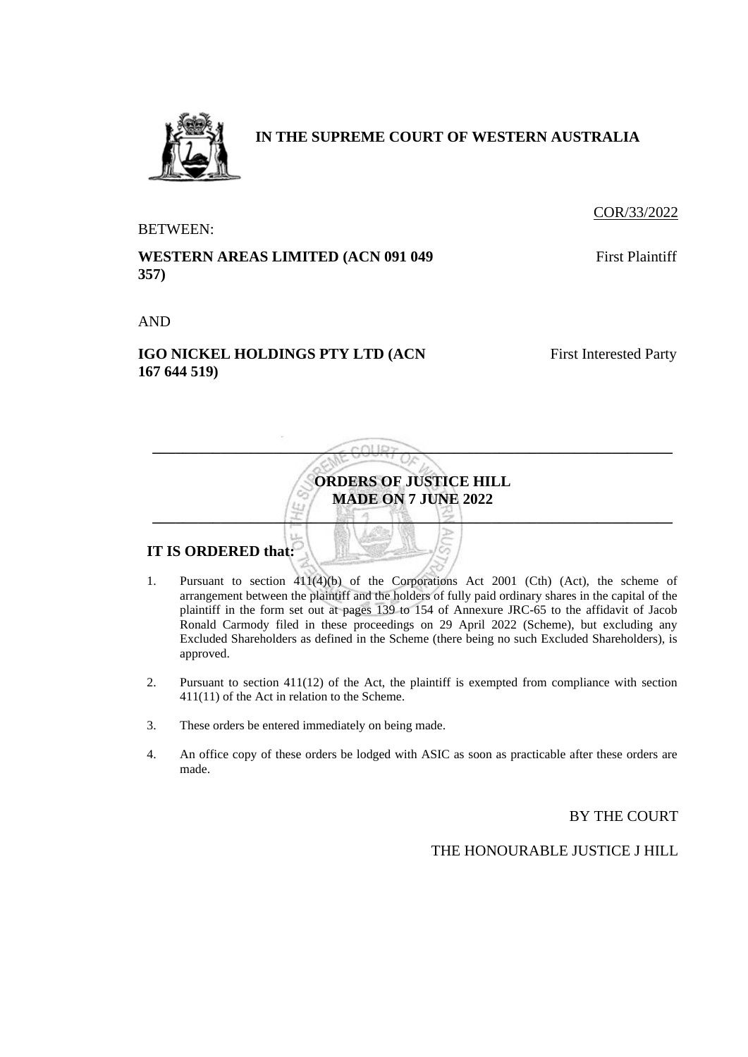**IN THE SUPREME COURT OF WESTERN AUSTRALIA**

COR/33/2022

BETWEEN:

**WESTERN AREAS LIMITED (ACN 091 049 357)** First Plaintiff

AND

**IGO NICKEL HOLDINGS PTY LTD (ACN 167 644 519)** First Interested Party

---

**ORDERS OF JUSTICE HILL**
**MADE ON 7 JUNE 2022**

---

## IT IS ORDERED that:

1. Pursuant to section 411(4)(b) of the Corporations Act 2001 (Cth) (Act), the scheme of arrangement between the plaintiff and the holders of fully paid ordinary shares in the capital of the plaintiff in the form set out at pages 139 to 154 of Annexure JRC-65 to the affidavit of Jacob Ronald Carmody filed in these proceedings on 29 April 2022 (Scheme), but excluding any Excluded Shareholders as defined in the Scheme (there being no such Excluded Shareholders), is approved.

2. Pursuant to section 411(12) of the Act, the plaintiff is exempted from compliance with section 411(11) of the Act in relation to the Scheme.

3. These orders be entered immediately on being made.

4. An office copy of these orders be lodged with ASIC as soon as practicable after these orders are made.

BY THE COURT

THE HONOURABLE JUSTICE J HILL